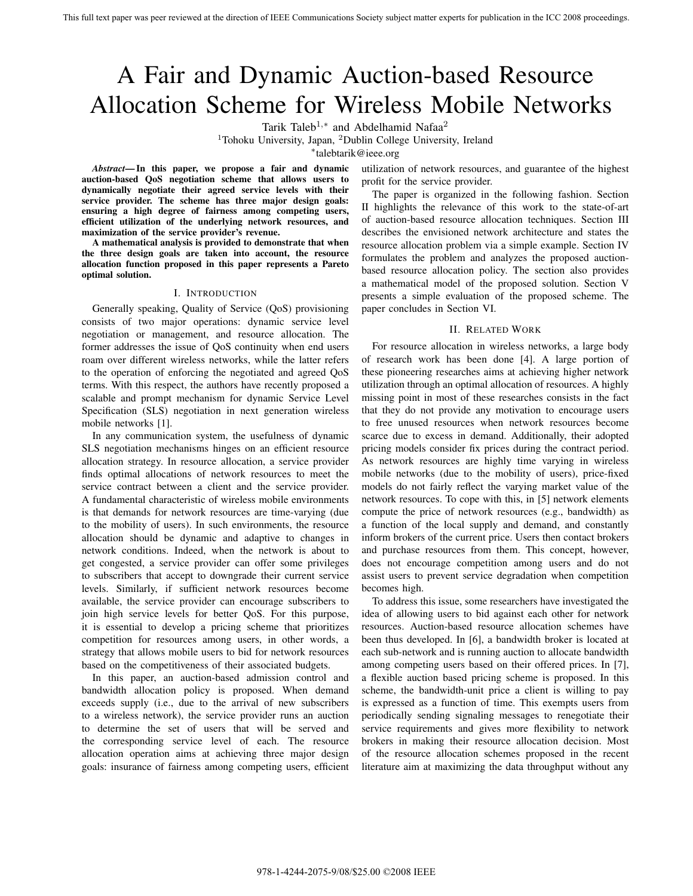# A Fair and Dynamic Auction-based Resource Allocation Scheme for Wireless Mobile Networks

Tarik Taleb[1,*] and Abdelhamid Nafaa[2]

[1]Tohoku University, Japan, [2]Dublin College University, Ireland

[*]talebtarik@ieee.org

***Abstract*— In this paper, we propose a fair and dynamic auction-based QoS negotiation scheme that allows users to dynamically negotiate their agreed service levels with their service provider. The scheme has three major design goals: ensuring a high degree of fairness among competing users, efficient utilization of the underlying network resources, and maximization of the service provider's revenue.**

**A mathematical analysis is provided to demonstrate that when the three design goals are taken into account, the resource allocation function proposed in this paper represents a Pareto optimal solution.**

## I. Introduction

Generally speaking, Quality of Service (QoS) provisioning consists of two major operations: dynamic service level negotiation or management, and resource allocation. The former addresses the issue of QoS continuity when end users roam over different wireless networks, while the latter refers to the operation of enforcing the negotiated and agreed QoS terms. With this respect, the authors have recently proposed a scalable and prompt mechanism for dynamic Service Level Specification (SLS) negotiation in next generation wireless mobile networks [1].

In any communication system, the usefulness of dynamic SLS negotiation mechanisms hinges on an efficient resource allocation strategy. In resource allocation, a service provider finds optimal allocations of network resources to meet the service contract between a client and the service provider. A fundamental characteristic of wireless mobile environments is that demands for network resources are time-varying (due to the mobility of users). In such environments, the resource allocation should be dynamic and adaptive to changes in network conditions. Indeed, when the network is about to get congested, a service provider can offer some privileges to subscribers that accept to downgrade their current service levels. Similarly, if sufficient network resources become available, the service provider can encourage subscribers to join high service levels for better QoS. For this purpose, it is essential to develop a pricing scheme that prioritizes competition for resources among users, in other words, a strategy that allows mobile users to bid for network resources based on the competitiveness of their associated budgets.

In this paper, an auction-based admission control and bandwidth allocation policy is proposed. When demand exceeds supply (i.e., due to the arrival of new subscribers to a wireless network), the service provider runs an auction to determine the set of users that will be served and the corresponding service level of each. The resource allocation operation aims at achieving three major design goals: insurance of fairness among competing users, efficient utilization of network resources, and guarantee of the highest profit for the service provider.

The paper is organized in the following fashion. Section II highlights the relevance of this work to the state-of-art of auction-based resource allocation techniques. Section III describes the envisioned network architecture and states the resource allocation problem via a simple example. Section IV formulates the problem and analyzes the proposed auction-based resource allocation policy. The section also provides a mathematical model of the proposed solution. Section V presents a simple evaluation of the proposed scheme. The paper concludes in Section VI.

## II. Related Work

For resource allocation in wireless networks, a large body of research work has been done [4]. A large portion of these pioneering researches aims at achieving higher network utilization through an optimal allocation of resources. A highly missing point in most of these researches consists in the fact that they do not provide any motivation to encourage users to free unused resources when network resources become scarce due to excess in demand. Additionally, their adopted pricing models consider fix prices during the contract period. As network resources are highly time varying in wireless mobile networks (due to the mobility of users), price-fixed models do not fairly reflect the varying market value of the network resources. To cope with this, in [5] network elements compute the price of network resources (e.g., bandwidth) as a function of the local supply and demand, and constantly inform brokers of the current price. Users then contact brokers and purchase resources from them. This concept, however, does not encourage competition among users and do not assist users to prevent service degradation when competition becomes high.

To address this issue, some researchers have investigated the idea of allowing users to bid against each other for network resources. Auction-based resource allocation schemes have been thus developed. In [6], a bandwidth broker is located at each sub-network and is running auction to allocate bandwidth among competing users based on their offered prices. In [7], a flexible auction based pricing scheme is proposed. In this scheme, the bandwidth-unit price a client is willing to pay is expressed as a function of time. This exempts users from periodically sending signaling messages to renegotiate their service requirements and gives more flexibility to network brokers in making their resource allocation decision. Most of the resource allocation schemes proposed in the recent literature aim at maximizing the data throughput without any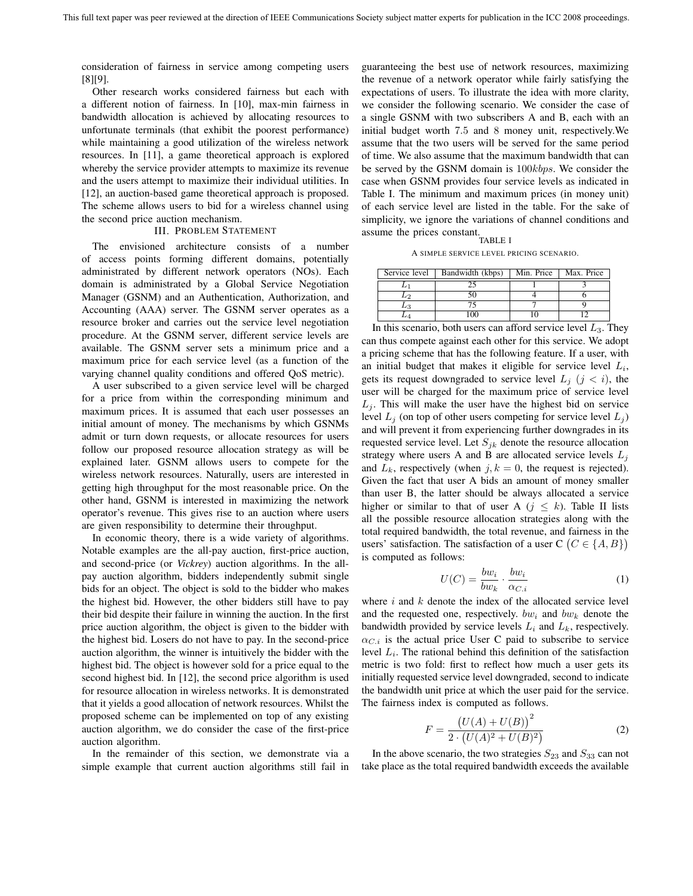consideration of fairness in service among competing users [8][9].

Other research works considered fairness but each with a different notion of fairness. In [10], max-min fairness in bandwidth allocation is achieved by allocating resources to unfortunate terminals (that exhibit the poorest performance) while maintaining a good utilization of the wireless network resources. In [11], a game theoretical approach is explored whereby the service provider attempts to maximize its revenue and the users attempt to maximize their individual utilities. In [12], an auction-based game theoretical approach is proposed. The scheme allows users to bid for a wireless channel using the second price auction mechanism.

## III. Problem Statement

The envisioned architecture consists of a number of access points forming different domains, potentially administrated by different network operators (NOs). Each domain is administrated by a Global Service Negotiation Manager (GSNM) and an Authentication, Authorization, and Accounting (AAA) server. The GSNM server operates as a resource broker and carries out the service level negotiation procedure. At the GSNM server, different service levels are available. The GSNM server sets a minimum price and a maximum price for each service level (as a function of the varying channel quality conditions and offered QoS metric).

A user subscribed to a given service level will be charged for a price from within the corresponding minimum and maximum prices. It is assumed that each user possesses an initial amount of money. The mechanisms by which GSNMs admit or turn down requests, or allocate resources for users follow our proposed resource allocation strategy as will be explained later. GSNM allows users to compete for the wireless network resources. Naturally, users are interested in getting high throughput for the most reasonable price. On the other hand, GSNM is interested in maximizing the network operator's revenue. This gives rise to an auction where users are given responsibility to determine their throughput.

In economic theory, there is a wide variety of algorithms. Notable examples are the all-pay auction, first-price auction, and second-price (or *Vickrey*) auction algorithms. In the all-pay auction algorithm, bidders independently submit single bids for an object. The object is sold to the bidder who makes the highest bid. However, the other bidders still have to pay their bid despite their failure in winning the auction. In the first price auction algorithm, the object is given to the bidder with the highest bid. Losers do not have to pay. In the second-price auction algorithm, the winner is intuitively the bidder with the highest bid. The object is however sold for a price equal to the second highest bid. In [12], the second price algorithm is used for resource allocation in wireless networks. It is demonstrated that it yields a good allocation of network resources. Whilst the proposed scheme can be implemented on top of any existing auction algorithm, we do consider the case of the first-price auction algorithm.

In the remainder of this section, we demonstrate via a simple example that current auction algorithms still fail in guaranteeing the best use of network resources, maximizing the revenue of a network operator while fairly satisfying the expectations of users. To illustrate the idea with more clarity, we consider the following scenario. We consider the case of a single GSNM with two subscribers A and B, each with an initial budget worth $7.5$ and $8$ money unit, respectively.We assume that the two users will be served for the same period of time. We also assume that the maximum bandwidth that can be served by the GSNM domain is $100kbps$. We consider the case when GSNM provides four service levels as indicated in Table I. The minimum and maximum prices (in money unit) of each service level are listed in the table. For the sake of simplicity, we ignore the variations of channel conditions and assume the prices constant.

TABLE I

A simple service level pricing scenario.

| Service level | Bandwidth (kbps) | Min. Price | Max. Price |
|---|---|---|---|
| $L_1$ | 25 | 1 | 3 |
| $L_2$ | 50 | 4 | 6 |
| $L_3$ | 75 | 7 | 9 |
| $L_4$ | 100 | 10 | 12 |

In this scenario, both users can afford service level $L_3$. They can thus compete against each other for this service. We adopt a pricing scheme that has the following feature. If a user, with an initial budget that makes it eligible for service level $L_i$, gets its request downgraded to service level $L_j$ ($j < i$), the user will be charged for the maximum price of service level $L_j$. This will make the user have the highest bid on service level $L_j$ (on top of other users competing for service level $L_j$) and will prevent it from experiencing further downgrades in its requested service level. Let $S_{jk}$ denote the resource allocation strategy where users A and B are allocated service levels $L_j$ and $L_k$, respectively (when $j, k = 0$, the request is rejected). Given the fact that user A bids an amount of money smaller than user B, the latter should be always allocated a service higher or similar to that of user A ($j \leq k$). Table II lists all the possible resource allocation strategies along with the total required bandwidth, the total revenue, and fairness in the users' satisfaction. The satisfaction of a user C $\big(C \in \{A, B\}\big)$ is computed as follows:

$$U(C) = \frac{bw_i}{bw_k} \cdot \frac{bw_i}{\alpha_{C.i}} \tag{1}$$

where $i$ and $k$ denote the index of the allocated service level and the requested one, respectively. $bw_i$ and $bw_k$ denote the bandwidth provided by service levels $L_i$ and $L_k$, respectively. $\alpha_{C.i}$ is the actual price User C paid to subscribe to service level $L_i$. The rational behind this definition of the satisfaction metric is two fold: first to reflect how much a user gets its initially requested service level downgraded, second to indicate the bandwidth unit price at which the user paid for the service. The fairness index is computed as follows.

$$F = \frac{\big(U(A) + U(B)\big)^2}{2 \cdot \big(U(A)^2 + U(B)^2\big)} \tag{2}$$

In the above scenario, the two strategies $S_{23}$ and $S_{33}$ can not take place as the total required bandwidth exceeds the available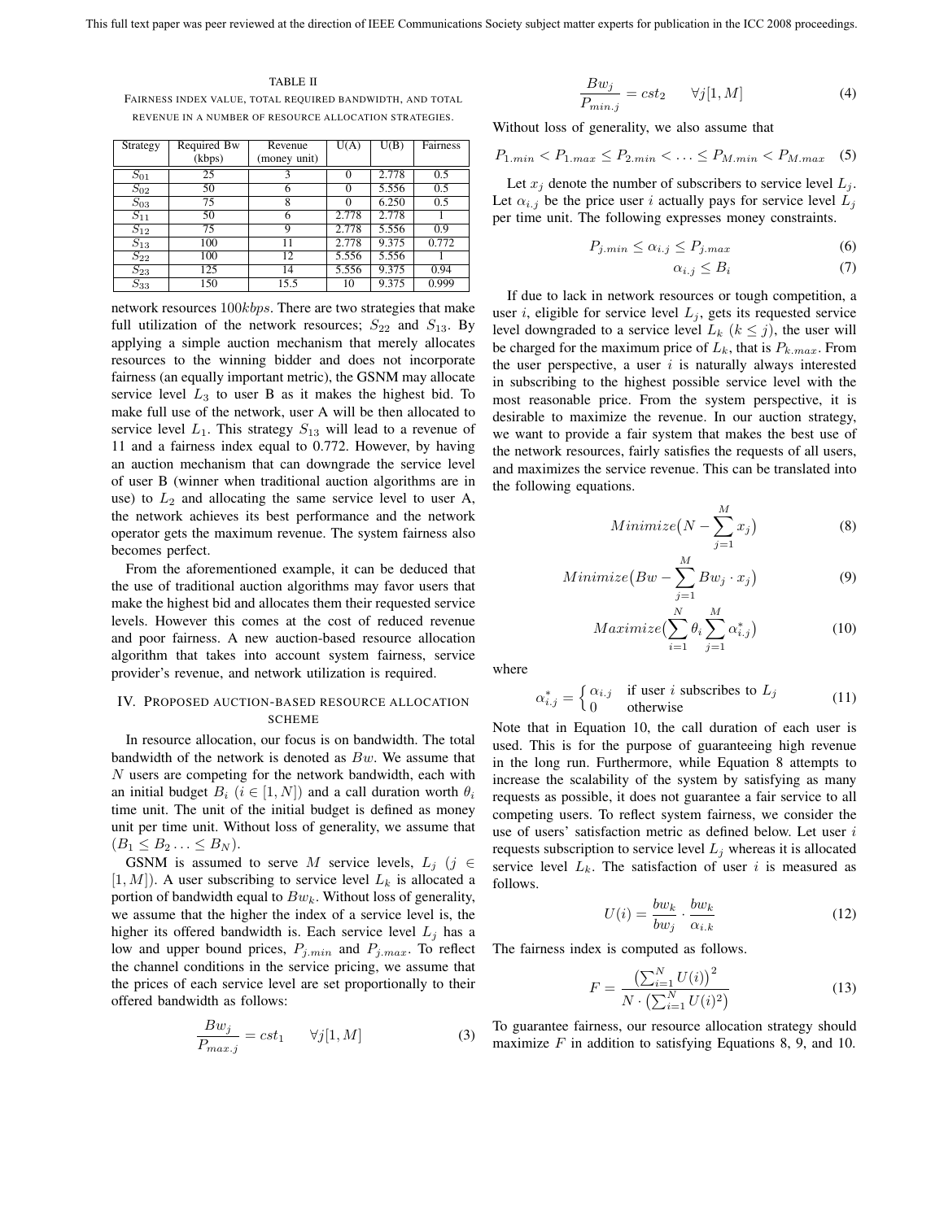TABLE II

FAIRNESS INDEX VALUE, TOTAL REQUIRED BANDWIDTH, AND TOTAL REVENUE IN A NUMBER OF RESOURCE ALLOCATION STRATEGIES.

| Strategy | Required Bw (kbps) | Revenue (money unit) | U(A) | U(B) | Fairness |
|---|---|---|---|---|---|
| $S_{01}$ | 25 | 3 | 0 | 2.778 | 0.5 |
| $S_{02}$ | 50 | 6 | 0 | 5.556 | 0.5 |
| $S_{03}$ | 75 | 8 | 0 | 6.250 | 0.5 |
| $S_{11}$ | 50 | 6 | 2.778 | 2.778 | 1 |
| $S_{12}$ | 75 | 9 | 2.778 | 5.556 | 0.9 |
| $S_{13}$ | 100 | 11 | 2.778 | 9.375 | 0.772 |
| $S_{22}$ | 100 | 12 | 5.556 | 5.556 | 1 |
| $S_{23}$ | 125 | 14 | 5.556 | 9.375 | 0.94 |
| $S_{33}$ | 150 | 15.5 | 10 | 9.375 | 0.999 |

network resources $100kbps$. There are two strategies that make full utilization of the network resources; $S_{22}$ and $S_{13}$. By applying a simple auction mechanism that merely allocates resources to the winning bidder and does not incorporate fairness (an equally important metric), the GSNM may allocate service level $L_3$ to user B as it makes the highest bid. To make full use of the network, user A will be then allocated to service level $L_1$. This strategy $S_{13}$ will lead to a revenue of 11 and a fairness index equal to 0.772. However, by having an auction mechanism that can downgrade the service level of user B (winner when traditional auction algorithms are in use) to $L_2$ and allocating the same service level to user A, the network achieves its best performance and the network operator gets the maximum revenue. The system fairness also becomes perfect.

From the aforementioned example, it can be deduced that the use of traditional auction algorithms may favor users that make the highest bid and allocates them their requested service levels. However this comes at the cost of reduced revenue and poor fairness. A new auction-based resource allocation algorithm that takes into account system fairness, service provider's revenue, and network utilization is required.

## IV. Proposed auction-based resource allocation scheme

In resource allocation, our focus is on bandwidth. The total bandwidth of the network is denoted as $Bw$. We assume that $N$ users are competing for the network bandwidth, each with an initial budget $B_i$ ($i \in [1, N]$) and a call duration worth $\theta_i$ time unit. The unit of the initial budget is defined as money unit per time unit. Without loss of generality, we assume that $(B_1 \leq B_2 \ldots \leq B_N)$.

GSNM is assumed to serve $M$ service levels, $L_j$ ($j \in [1, M]$). A user subscribing to service level $L_k$ is allocated a portion of bandwidth equal to $Bw_k$. Without loss of generality, we assume that the higher the index of a service level is, the higher its offered bandwidth is. Each service level $L_j$ has a low and upper bound prices, $P_{j.min}$ and $P_{j.max}$. To reflect the channel conditions in the service pricing, we assume that the prices of each service level are set proportionally to their offered bandwidth as follows:

$$\frac{Bw_j}{P_{max.j}} = cst_1 \qquad \forall j[1, M] \tag{3}$$

$$\frac{Bw_j}{P_{min.j}} = cst_2 \qquad \forall j[1, M] \tag{4}$$

Without loss of generality, we also assume that

$$P_{1.min} < P_{1.max} \leq P_{2.min} < \ldots \leq P_{M.min} < P_{M.max} \tag{5}$$

Let $x_j$ denote the number of subscribers to service level $L_j$. Let $\alpha_{i.j}$ be the price user $i$ actually pays for service level $L_j$ per time unit. The following expresses money constraints.

$$P_{j.min} \leq \alpha_{i.j} \leq P_{j.max} \tag{6}$$

$$\alpha_{i.j} \leq B_i \tag{7}$$

If due to lack in network resources or tough competition, a user $i$, eligible for service level $L_j$, gets its requested service level downgraded to a service level $L_k$ ($k \leq j$), the user will be charged for the maximum price of $L_k$, that is $P_{k.max}$. From the user perspective, a user $i$ is naturally always interested in subscribing to the highest possible service level with the most reasonable price. From the system perspective, it is desirable to maximize the revenue. In our auction strategy, we want to provide a fair system that makes the best use of the network resources, fairly satisfies the requests of all users, and maximizes the service revenue. This can be translated into the following equations.

$$Minimize\big(N - \sum_{j=1}^{M} x_j\big) \tag{8}$$

$$Minimize\big(Bw - \sum_{j=1}^{M} Bw_j \cdot x_j\big) \tag{9}$$

$$Maximize\big(\sum_{i=1}^{N} \theta_i \sum_{j=1}^{M} \alpha^*_{i.j}\big) \tag{10}$$

where

$$\alpha^*_{i.j} = \begin{cases} \alpha_{i.j} & \text{if user } i \text{ subscribes to } L_j \\ 0 & \text{otherwise} \end{cases} \tag{11}$$

Note that in Equation 10, the call duration of each user is used. This is for the purpose of guaranteeing high revenue in the long run. Furthermore, while Equation 8 attempts to increase the scalability of the system by satisfying as many requests as possible, it does not guarantee a fair service to all competing users. To reflect system fairness, we consider the use of users' satisfaction metric as defined below. Let user $i$ requests subscription to service level $L_j$ whereas it is allocated service level $L_k$. The satisfaction of user $i$ is measured as follows.

$$U(i) = \frac{bw_k}{bw_j} \cdot \frac{bw_k}{\alpha_{i.k}} \tag{12}$$

The fairness index is computed as follows.

$$F = \frac{\big(\sum_{i=1}^{N} U(i)\big)^2}{N \cdot \big(\sum_{i=1}^{N} U(i)^2\big)} \tag{13}$$

To guarantee fairness, our resource allocation strategy should maximize $F$ in addition to satisfying Equations 8, 9, and 10.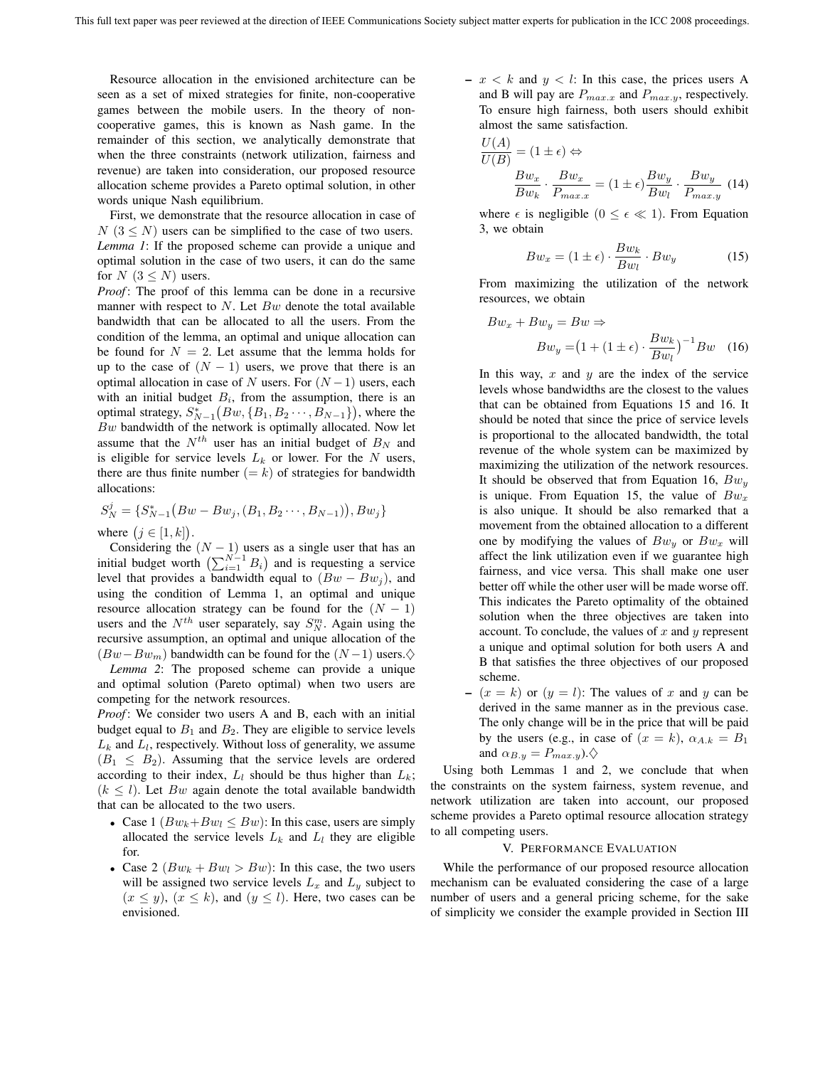Resource allocation in the envisioned architecture can be seen as a set of mixed strategies for finite, non-cooperative games between the mobile users. In the theory of non-cooperative games, this is known as Nash game. In the remainder of this section, we analytically demonstrate that when the three constraints (network utilization, fairness and revenue) are taken into consideration, our proposed resource allocation scheme provides a Pareto optimal solution, in other words unique Nash equilibrium.

First, we demonstrate that the resource allocation in case of $N$ $(3 \leq N)$ users can be simplified to the case of two users.

*Lemma 1*: If the proposed scheme can provide a unique and optimal solution in the case of two users, it can do the same for $N$ $(3 \leq N)$ users.

*Proof*: The proof of this lemma can be done in a recursive manner with respect to $N$. Let $Bw$ denote the total available bandwidth that can be allocated to all the users. From the condition of the lemma, an optimal and unique allocation can be found for $N = 2$. Let assume that the lemma holds for up to the case of $(N-1)$ users, we prove that there is an optimal allocation in case of $N$ users. For $(N-1)$ users, each with an initial budget $B_i$, from the assumption, there is an optimal strategy, $S^*_{N-1}\big(Bw, \{B_1, B_2 \cdots, B_{N-1}\}\big)$, where the $Bw$ bandwidth of the network is optimally allocated. Now let assume that the $N^{th}$ user has an initial budget of $B_N$ and is eligible for service levels $L_k$ or lower. For the $N$ users, there are thus finite number $(= k)$ of strategies for bandwidth allocations:

$$S^j_N = \{S^*_{N-1}\big(Bw - Bw_j, (B_1, B_2 \cdots, B_{N-1})\big), Bw_j\}$$

where $\big(j \in [1, k]\big)$.

Considering the $(N-1)$ users as a single user that has an initial budget worth $\big(\sum_{i=1}^{N-1} B_i\big)$ and is requesting a service level that provides a bandwidth equal to $(Bw - Bw_j)$, and using the condition of Lemma 1, an optimal and unique resource allocation strategy can be found for the $(N-1)$ users and the $N^{th}$ user separately, say $S^m_N$. Again using the recursive assumption, an optimal and unique allocation of the $(Bw - Bw_m)$ bandwidth can be found for the $(N-1)$ users.$\diamondsuit$

*Lemma 2*: The proposed scheme can provide a unique and optimal solution (Pareto optimal) when two users are competing for the network resources.

*Proof*: We consider two users A and B, each with an initial budget equal to $B_1$ and $B_2$. They are eligible to service levels $L_k$ and $L_l$, respectively. Without loss of generality, we assume $(B_1 \leq B_2)$. Assuming that the service levels are ordered according to their index, $L_l$ should be thus higher than $L_k$; $(k \leq l)$. Let $Bw$ again denote the total available bandwidth that can be allocated to the two users.

- Case 1 $(Bw_k + Bw_l \leq Bw)$: In this case, users are simply allocated the service levels $L_k$ and $L_l$ they are eligible for.
- Case 2 $(Bw_k + Bw_l > Bw)$: In this case, the two users will be assigned two service levels $L_x$ and $L_y$ subject to $(x \leq y)$, $(x \leq k)$, and $(y \leq l)$. Here, two cases can be envisioned.
  - $x < k$ and $y < l$: In this case, the prices users A and B will pay are $P_{max.x}$ and $P_{max.y}$, respectively. To ensure high fairness, both users should exhibit almost the same satisfaction.

$$\frac{U(A)}{U(B)} = (1 \pm \epsilon) \Leftrightarrow$$

$$\frac{Bw_x}{Bw_k} \cdot \frac{Bw_x}{P_{max.x}} = (1 \pm \epsilon)\frac{Bw_y}{Bw_l} \cdot \frac{Bw_y}{P_{max.y}} \quad (14)$$

where $\epsilon$ is negligible $(0 \leq \epsilon \ll 1)$. From Equation 3, we obtain

$$Bw_x = (1 \pm \epsilon) \cdot \frac{Bw_k}{Bw_l} \cdot Bw_y \quad (15)$$

From maximizing the utilization of the network resources, we obtain

$$Bw_x + Bw_y = Bw \Rightarrow$$

$$Bw_y = \big(1 + (1 \pm \epsilon) \cdot \frac{Bw_k}{Bw_l}\big)^{-1} Bw \quad (16)$$

In this way, $x$ and $y$ are the index of the service levels whose bandwidths are the closest to the values that can be obtained from Equations 15 and 16. It should be noted that since the price of service levels is proportional to the allocated bandwidth, the total revenue of the whole system can be maximized by maximizing the utilization of the network resources. It should be observed that from Equation 16, $Bw_y$ is unique. From Equation 15, the value of $Bw_x$ is also unique. It should be also remarked that a movement from the obtained allocation to a different one by modifying the values of $Bw_y$ or $Bw_x$ will affect the link utilization even if we guarantee high fairness, and vice versa. This shall make one user better off while the other user will be made worse off. This indicates the Pareto optimality of the obtained solution when the three objectives are taken into account. To conclude, the values of $x$ and $y$ represent a unique and optimal solution for both users A and B that satisfies the three objectives of our proposed scheme.
  - $(x = k)$ or $(y = l)$: The values of $x$ and $y$ can be derived in the same manner as in the previous case. The only change will be in the price that will be paid by the users (e.g., in case of $(x = k)$, $\alpha_{A.k} = B_1$ and $\alpha_{B.y} = P_{max.y}$).$\diamondsuit$

Using both Lemmas 1 and 2, we conclude that when the constraints on the system fairness, system revenue, and network utilization are taken into account, our proposed scheme provides a Pareto optimal resource allocation strategy to all competing users.

## V. Performance Evaluation

While the performance of our proposed resource allocation mechanism can be evaluated considering the case of a large number of users and a general pricing scheme, for the sake of simplicity we consider the example provided in Section III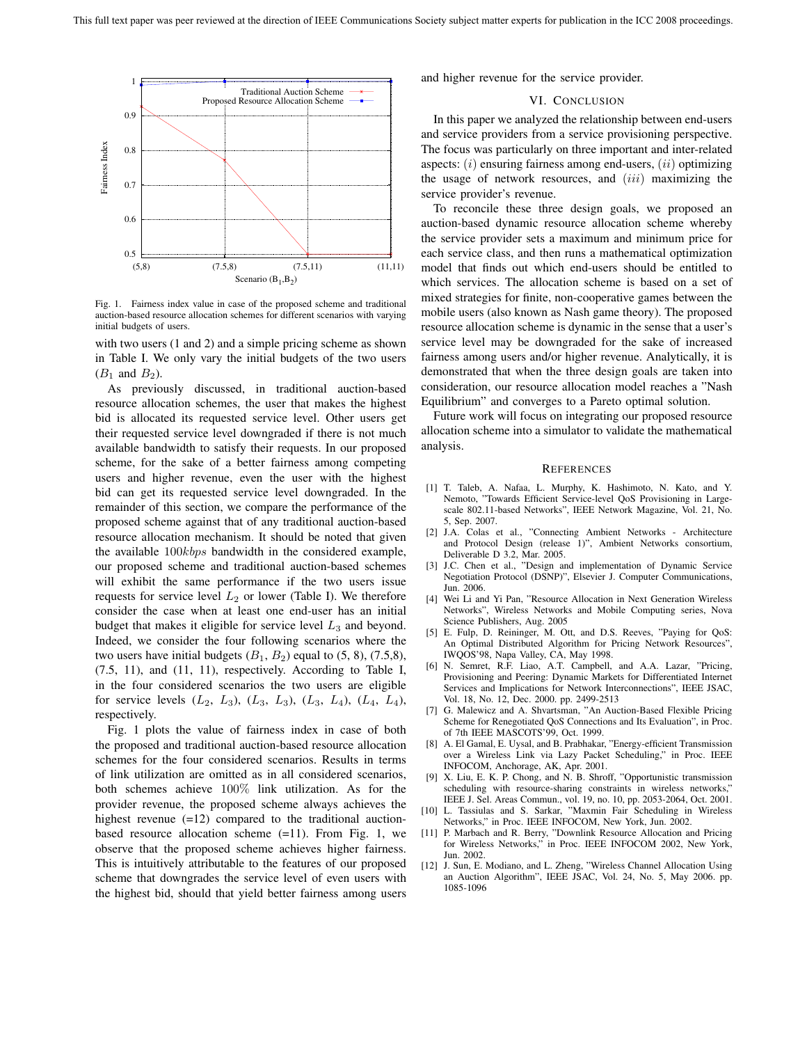Fairness Index

1

0.9

0.8

0.7

0.6

0.5

(5,8)

(7.5,8)

(7.5,11)

(11,11)

Scenario ($B_1$,$B_2$)

Traditional Auction Scheme

Proposed Resource Allocation Scheme

Fig. 1. Fairness index value in case of the proposed scheme and traditional auction-based resource allocation schemes for different scenarios with varying initial budgets of users.

with two users (1 and 2) and a simple pricing scheme as shown in Table I. We only vary the initial budgets of the two users ($B_1$ and $B_2$).

As previously discussed, in traditional auction-based resource allocation schemes, the user that makes the highest bid is allocated its requested service level. Other users get their requested service level downgraded if there is not much available bandwidth to satisfy their requests. In our proposed scheme, for the sake of a better fairness among competing users and higher revenue, even the user with the highest bid can get its requested service level downgraded. In the remainder of this section, we compare the performance of the proposed scheme against that of any traditional auction-based resource allocation mechanism. It should be noted that given the available $100kbps$ bandwidth in the considered example, our proposed scheme and traditional auction-based schemes will exhibit the same performance if the two users issue requests for service level $L_2$ or lower (Table I). We therefore consider the case when at least one end-user has an initial budget that makes it eligible for service level $L_3$ and beyond. Indeed, we consider the four following scenarios where the two users have initial budgets ($B_1$, $B_2$) equal to (5, 8), (7.5,8), (7.5, 11), and (11, 11), respectively. According to Table I, in the four considered scenarios the two users are eligible for service levels ($L_2$, $L_3$), ($L_3$, $L_3$), ($L_3$, $L_4$), ($L_4$, $L_4$), respectively.

Fig. 1 plots the value of fairness index in case of both the proposed and traditional auction-based resource allocation schemes for the four considered scenarios. Results in terms of link utilization are omitted as in all considered scenarios, both schemes achieve $100\%$ link utilization. As for the provider revenue, the proposed scheme always achieves the highest revenue (=12) compared to the traditional auction-based resource allocation scheme (=11). From Fig. 1, we observe that the proposed scheme achieves higher fairness. This is intuitively attributable to the features of our proposed scheme that downgrades the service level of even users with the highest bid, should that yield better fairness among users and higher revenue for the service provider.

## VI. Conclusion

In this paper we analyzed the relationship between end-users and service providers from a service provisioning perspective. The focus was particularly on three important and inter-related aspects: $(i)$ ensuring fairness among end-users, $(ii)$ optimizing the usage of network resources, and $(iii)$ maximizing the service provider's revenue.

To reconcile these three design goals, we proposed an auction-based dynamic resource allocation scheme whereby the service provider sets a maximum and minimum price for each service class, and then runs a mathematical optimization model that finds out which end-users should be entitled to which services. The allocation scheme is based on a set of mixed strategies for finite, non-cooperative games between the mobile users (also known as Nash game theory). The proposed resource allocation scheme is dynamic in the sense that a user's service level may be downgraded for the sake of increased fairness among users and/or higher revenue. Analytically, it is demonstrated that when the three design goals are taken into consideration, our resource allocation model reaches a "Nash Equilibrium" and converges to a Pareto optimal solution.

Future work will focus on integrating our proposed resource allocation scheme into a simulator to validate the mathematical analysis.

## References

[1] T. Taleb, A. Nafaa, L. Murphy, K. Hashimoto, N. Kato, and Y. Nemoto, "Towards Efficient Service-level QoS Provisioning in Large-scale 802.11-based Networks", IEEE Network Magazine, Vol. 21, No. 5, Sep. 2007.

[2] J.A. Colas et al., "Connecting Ambient Networks - Architecture and Protocol Design (release 1)", Ambient Networks consortium, Deliverable D 3.2, Mar. 2005.

[3] J.C. Chen et al., "Design and implementation of Dynamic Service Negotiation Protocol (DSNP)", Elsevier J. Computer Communications, Jun. 2006.

[4] Wei Li and Yi Pan, "Resource Allocation in Next Generation Wireless Networks", Wireless Networks and Mobile Computing series, Nova Science Publishers, Aug. 2005

[5] E. Fulp, D. Reininger, M. Ott, and D.S. Reeves, "Paying for QoS: An Optimal Distributed Algorithm for Pricing Network Resources", IWQOS'98, Napa Valley, CA, May 1998.

[6] N. Semret, R.F. Liao, A.T. Campbell, and A.A. Lazar, "Pricing, Provisioning and Peering: Dynamic Markets for Differentiated Internet Services and Implications for Network Interconnections", IEEE JSAC, Vol. 18, No. 12, Dec. 2000. pp. 2499-2513

[7] G. Malewicz and A. Shvartsman, "An Auction-Based Flexible Pricing Scheme for Renegotiated QoS Connections and Its Evaluation", in Proc. of 7th IEEE MASCOTS'99, Oct. 1999.

[8] A. El Gamal, E. Uysal, and B. Prabhakar, "Energy-efficient Transmission over a Wireless Link via Lazy Packet Scheduling," in Proc. IEEE INFOCOM, Anchorage, AK, Apr. 2001.

[9] X. Liu, E. K. P. Chong, and N. B. Shroff, "Opportunistic transmission scheduling with resource-sharing constraints in wireless networks," IEEE J. Sel. Areas Commun., vol. 19, no. 10, pp. 2053-2064, Oct. 2001.

[10] L. Tassiulas and S. Sarkar, "Maxmin Fair Scheduling in Wireless Networks," in Proc. IEEE INFOCOM, New York, Jun. 2002.

[11] P. Marbach and R. Berry, "Downlink Resource Allocation and Pricing for Wireless Networks," in Proc. IEEE INFOCOM 2002, New York, Jun. 2002.

[12] J. Sun, E. Modiano, and L. Zheng, "Wireless Channel Allocation Using an Auction Algorithm", IEEE JSAC, Vol. 24, No. 5, May 2006. pp. 1085-1096